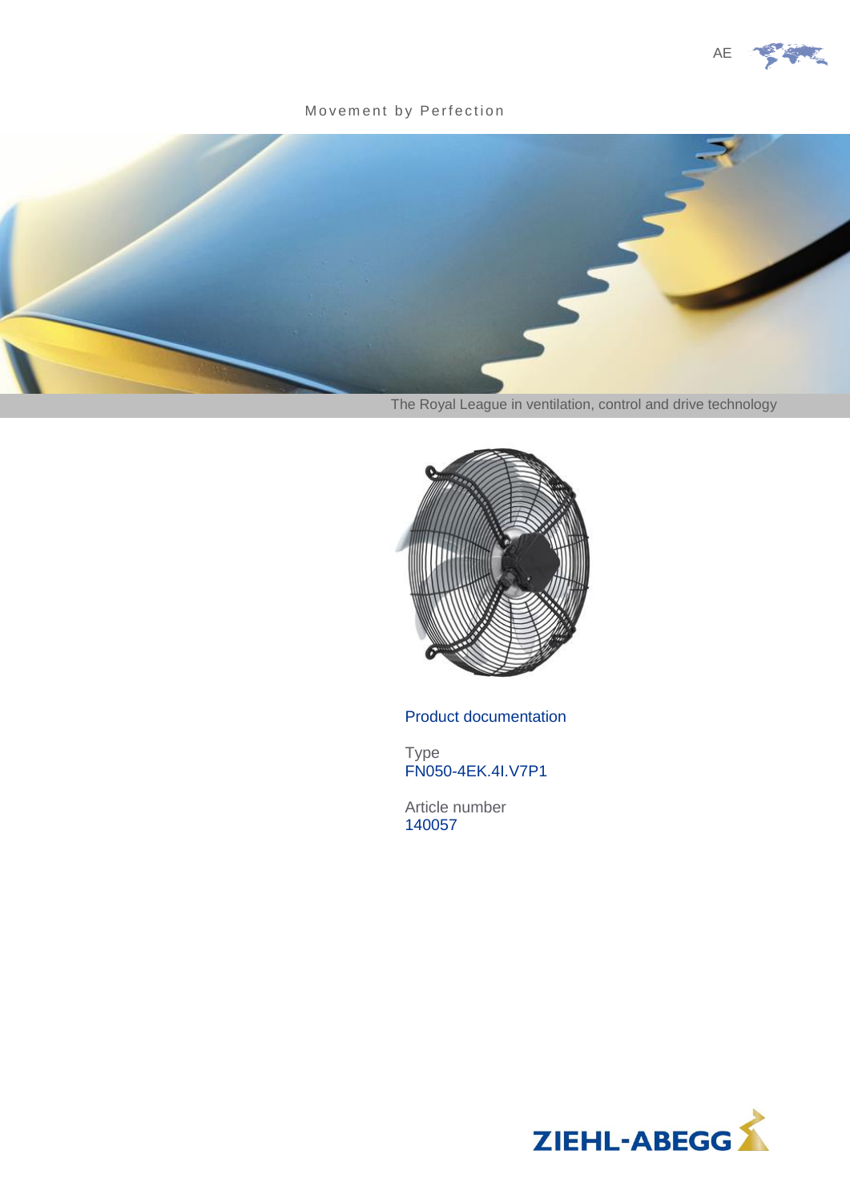AE

Movement by Perfection

The Royal League in ventilation, control and drive technology

Product documentation

Type
FN050-4EK.4I.V7P1

Article number
140057

ZIEHL-ABEGG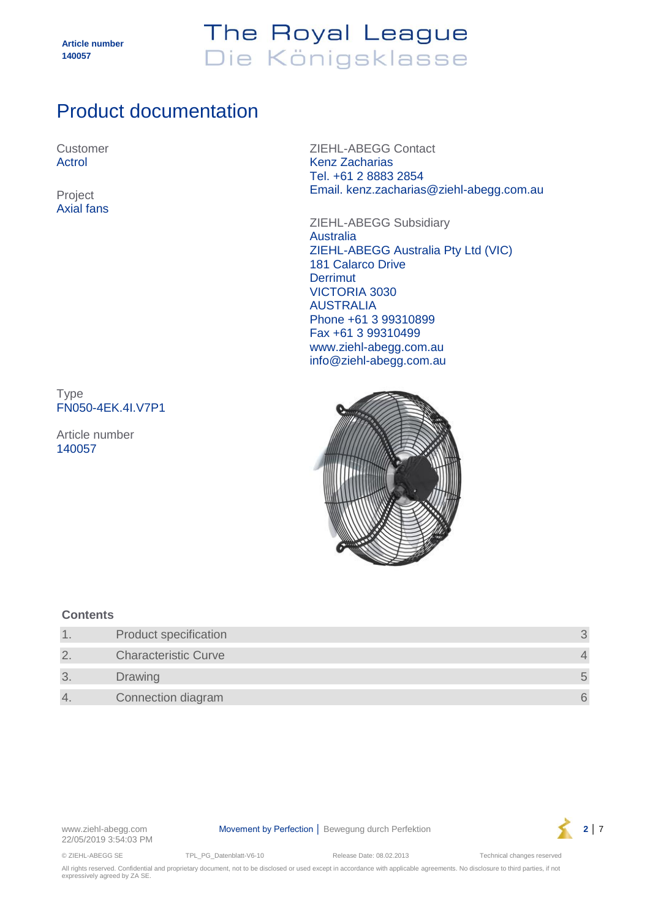# Product documentation

Customer
Actrol

Project
Axial fans

ZIEHL-ABEGG Contact
Kenz Zacharias
Tel. +61 2 8883 2854
Email. kenz.zacharias@ziehl-abegg.com.au

ZIEHL-ABEGG Subsidiary
Australia
ZIEHL-ABEGG Australia Pty Ltd (VIC)
181 Calarco Drive
Derrimut
VICTORIA 3030
AUSTRALIA
Phone +61 3 99310899
Fax +61 3 99310499
www.ziehl-abegg.com.au
info@ziehl-abegg.com.au

Type
FN050-4EK.4I.V7P1

Article number
140057

**Contents**

| | | |
|---|---|---|
| 1. | Product specification | 3 |
| 2. | Characteristic Curve | 4 |
| 3. | Drawing | 5 |
| 4. | Connection diagram | 6 |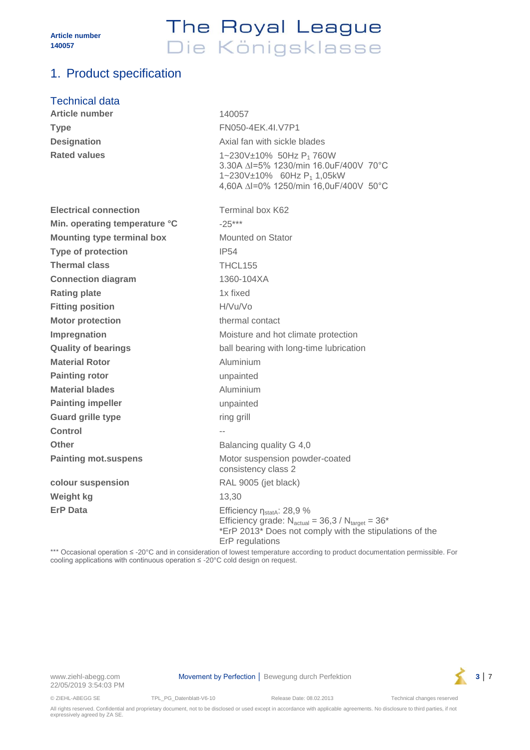# 1. Product specification

## Technical data

| | |
|---|---|
| **Article number** | 140057 |
| **Type** | FN050-4EK.4I.V7P1 |
| **Designation** | Axial fan with sickle blades |
| **Rated values** | 1~230V±10% 50Hz $P_1$ 760W<br>3.30A ∆I=5% 1230/min 16.0uF/400V 70°C<br>1~230V±10% 60Hz $P_1$ 1,05kW<br>4,60A ∆I=0% 1250/min 16,0uF/400V 50°C |
| **Electrical connection** | Terminal box K62 |
| **Min. operating temperature °C** | -25*** |
| **Mounting type terminal box** | Mounted on Stator |
| **Type of protection** | IP54 |
| **Thermal class** | THCL155 |
| **Connection diagram** | 1360-104XA |
| **Rating plate** | 1x fixed |
| **Fitting position** | H/Vu/Vo |
| **Motor protection** | thermal contact |
| **Impregnation** | Moisture and hot climate protection |
| **Quality of bearings** | ball bearing with long-time lubrication |
| **Material Rotor** | Aluminium |
| **Painting rotor** | unpainted |
| **Material blades** | Aluminium |
| **Painting impeller** | unpainted |
| **Guard grille type** | ring grill |
| **Control** | -- |
| **Other** | Balancing quality G 4,0 |
| **Painting mot.suspens** | Motor suspension powder-coated consistency class 2 |
| **colour suspension** | RAL 9005 (jet black) |
| **Weight kg** | 13,30 |
| **ErP Data** | Efficiency $\eta_{statA}$: 28,9 %<br>Efficiency grade: $N_{actual}$ = 36,3 / $N_{target}$ = 36*<br>*ErP 2013* Does not comply with the stipulations of the ErP regulations |

*** Occasional operation ≤ -20°C and in consideration of lowest temperature according to product documentation permissible. For cooling applications with continuous operation ≤ -20°C cold design on request.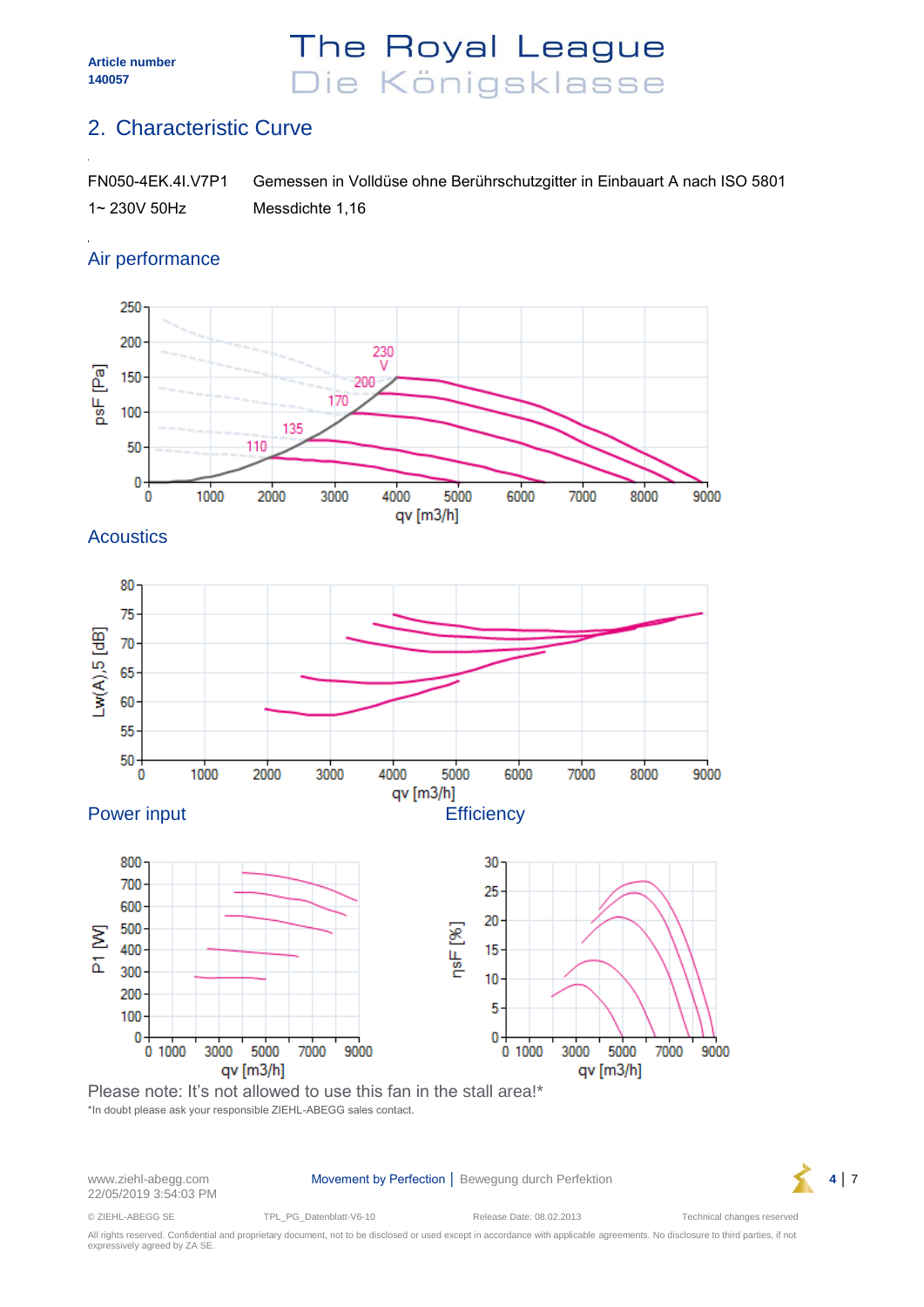Article number
140057

## 2. Characteristic Curve

FN050-4EK.4I.V7P1 Gemessen in Volldüse ohne Berührschutzgitter in Einbauart A nach ISO 5801

1~ 230V 50Hz Messdichte 1,16

### Air performance

### Acoustics

### Power input

### Efficiency

Please note: It's not allowed to use this fan in the stall area!*

*In doubt please ask your responsible ZIEHL-ABEGG sales contact.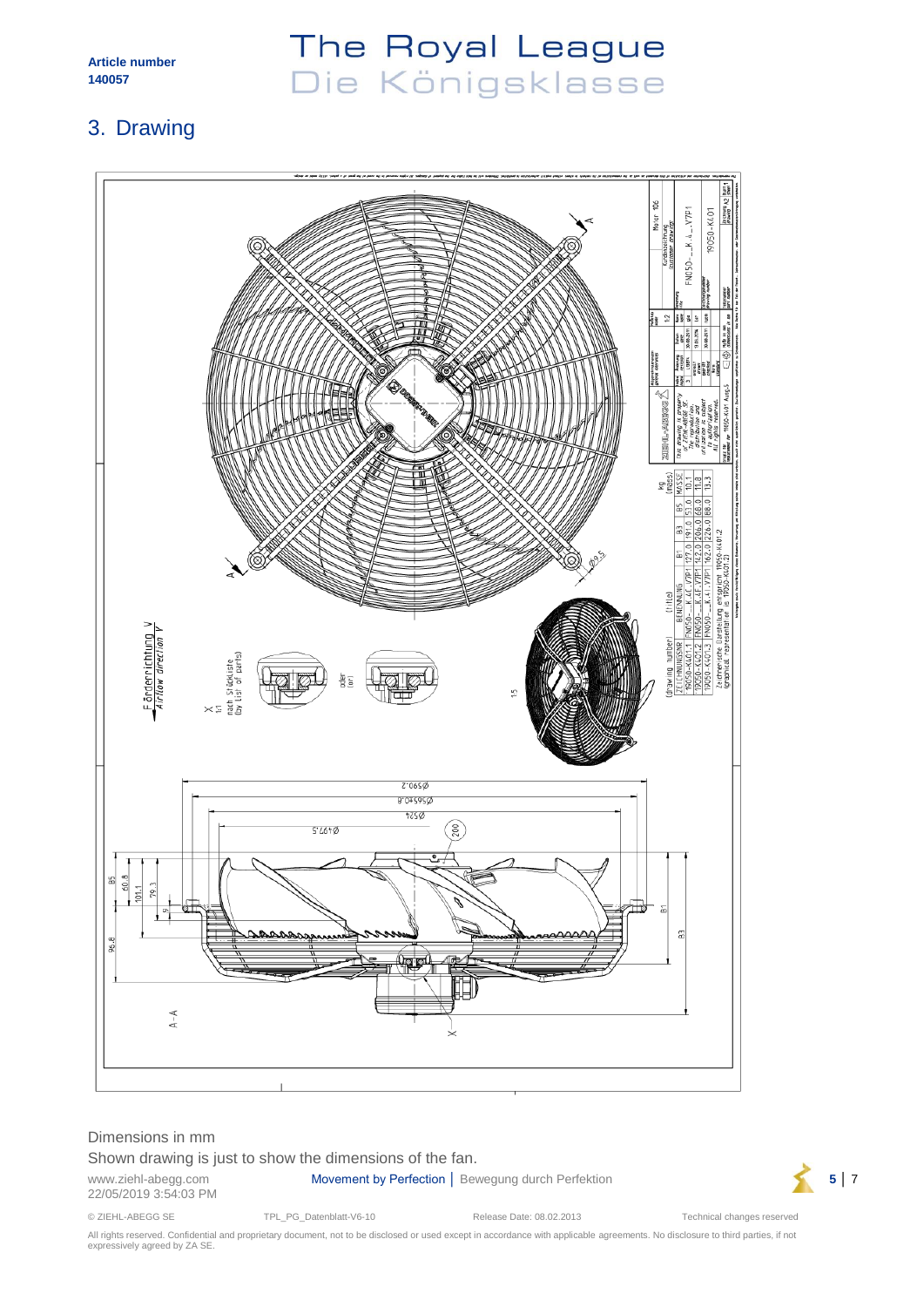Article number
140057

# The Royal League
Die Königsklasse

## 3. Drawing

Dimensions in mm

Shown drawing is just to show the dimensions of the fan.

www.ziehl-abegg.com
22/05/2019 3:54:03 PM

Movement by Perfection | Bewegung durch Perfektion

© ZIEHL-ABEGG SE    TPL_PG_Datenblatt-V6-10    Release Date: 08.02.2013    Technical changes reserved

All rights reserved. Confidential and proprietary document, not to be disclosed or used except in accordance with applicable agreements. No disclosure to third parties, if not expressively agreed by ZA SE.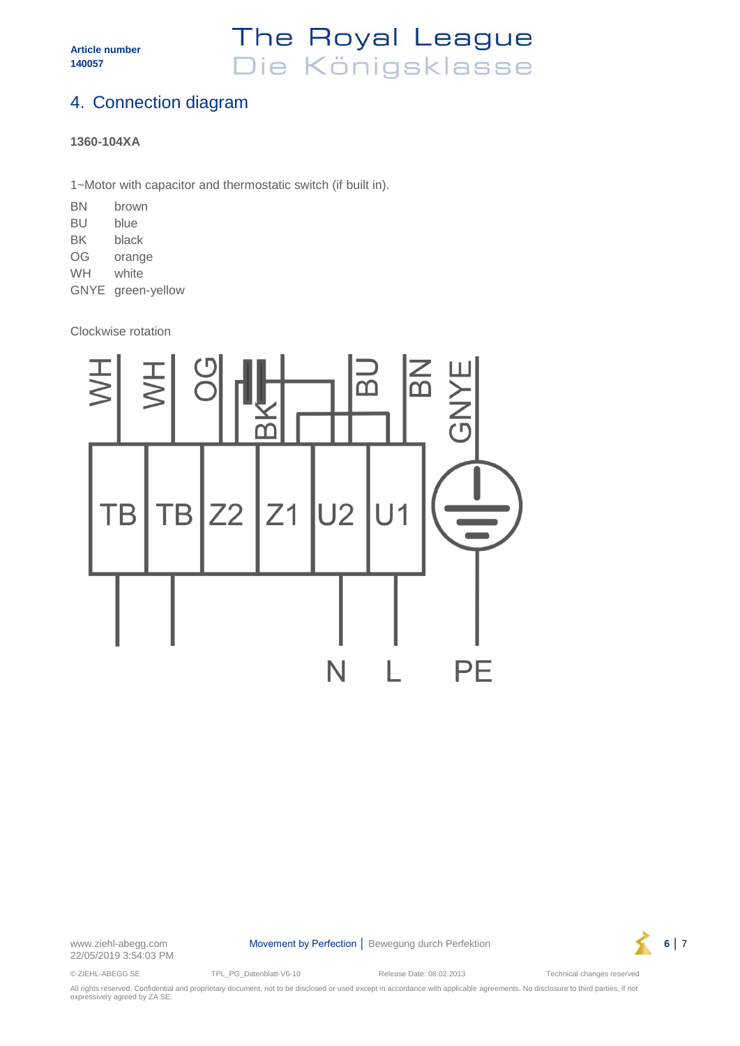## 4. Connection diagram

**1360-104XA**

1~Motor with capacitor and thermostatic switch (if built in).

| | |
|---|---|
| BN | brown |
| BU | blue |
| BK | black |
| OG | orange |
| WH | white |
| GNYE | green-yellow |

Clockwise rotation

WH WH OG BK BU BN GNYE

TB TB Z2 Z1 U2 U1

N L PE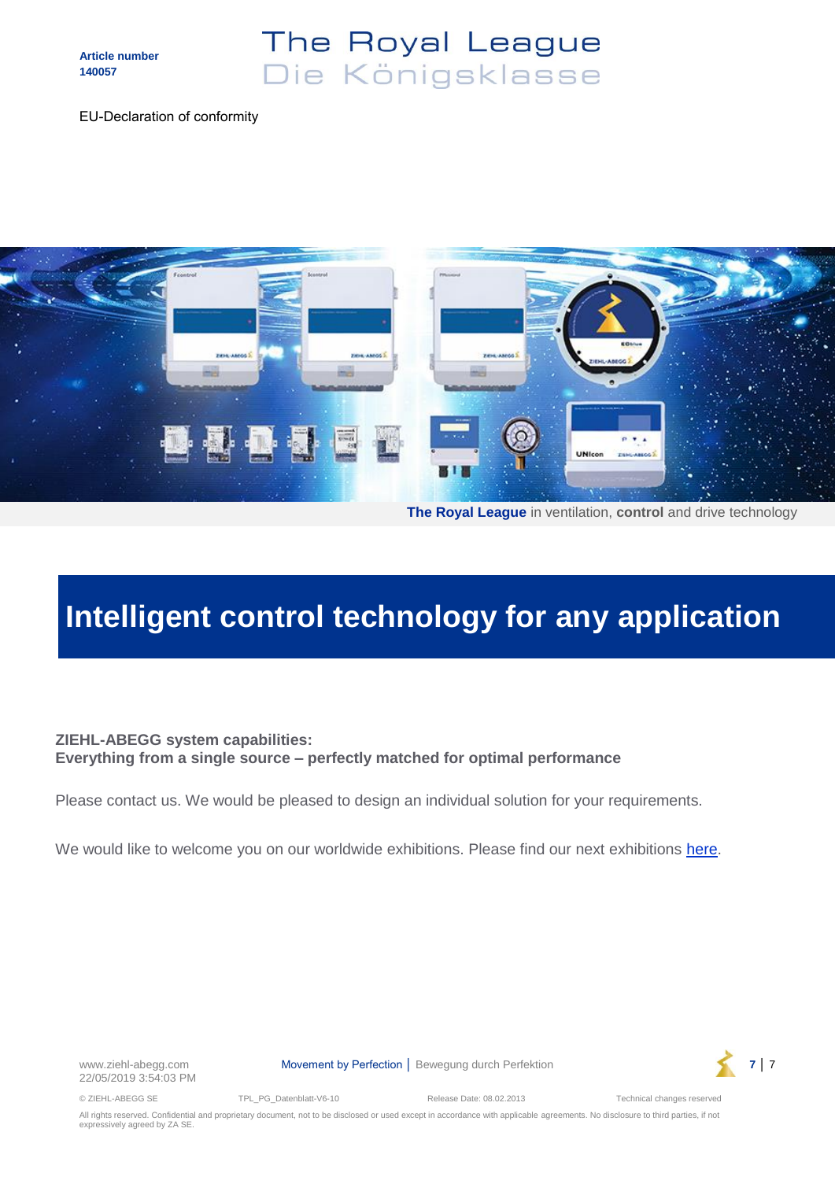Article number
140057

# The Royal League
Die Königsklasse

EU-Declaration of conformity

**The Royal League** in ventilation, **control** and drive technology

## Intelligent control technology for any application

**ZIEHL-ABEGG system capabilities:**
**Everything from a single source – perfectly matched for optimal performance**

Please contact us. We would be pleased to design an individual solution for your requirements.

We would like to welcome you on our worldwide exhibitions. Please find our next exhibitions here.